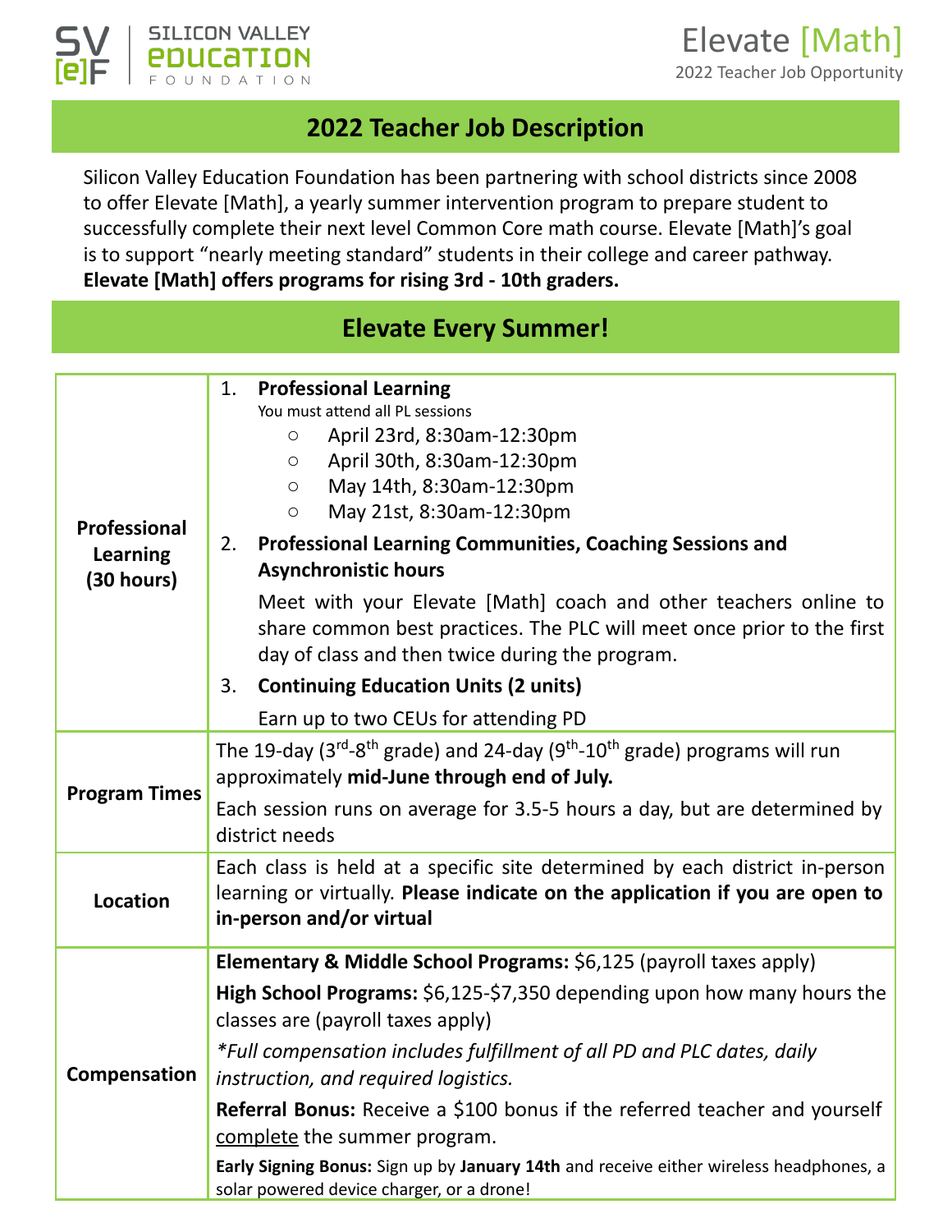SILICON VALLEY EDUCATION FOUNDATION

# Elevate [Math]

2022 Teacher Job Opportunity

## 2022 Teacher Job Description

Silicon Valley Education Foundation has been partnering with school districts since 2008 to offer Elevate [Math], a yearly summer intervention program to prepare student to successfully complete their next level Common Core math course. Elevate [Math]'s goal is to support "nearly meeting standard" students in their college and career pathway. **Elevate [Math] offers programs for rising 3rd - 10th graders.**

## Elevate Every Summer!

| | |
|---|---|
| **Professional Learning (30 hours)** | 1. **Professional Learning**<br>You must attend all PL sessions<br>○ April 23rd, 8:30am-12:30pm<br>○ April 30th, 8:30am-12:30pm<br>○ May 14th, 8:30am-12:30pm<br>○ May 21st, 8:30am-12:30pm<br>2. **Professional Learning Communities, Coaching Sessions and Asynchronistic hours**<br>Meet with your Elevate [Math] coach and other teachers online to share common best practices. The PLC will meet once prior to the first day of class and then twice during the program.<br>3. **Continuing Education Units (2 units)**<br>Earn up to two CEUs for attending PD |
| **Program Times** | The 19-day (3rd-8th grade) and 24-day (9th-10th grade) programs will run approximately **mid-June through end of July.**<br>Each session runs on average for 3.5-5 hours a day, but are determined by district needs |
| **Location** | Each class is held at a specific site determined by each district in-person learning or virtually. **Please indicate on the application if you are open to in-person and/or virtual** |
| **Compensation** | **Elementary & Middle School Programs:** $6,125 (payroll taxes apply)<br>**High School Programs:** $6,125-$7,350 depending upon how many hours the classes are (payroll taxes apply)<br>*\*Full compensation includes fulfillment of all PD and PLC dates, daily instruction, and required logistics.*<br>**Referral Bonus:** Receive a $100 bonus if the referred teacher and yourself complete the summer program.<br>**Early Signing Bonus:** Sign up by **January 14th** and receive either wireless headphones, a solar powered device charger, or a drone! |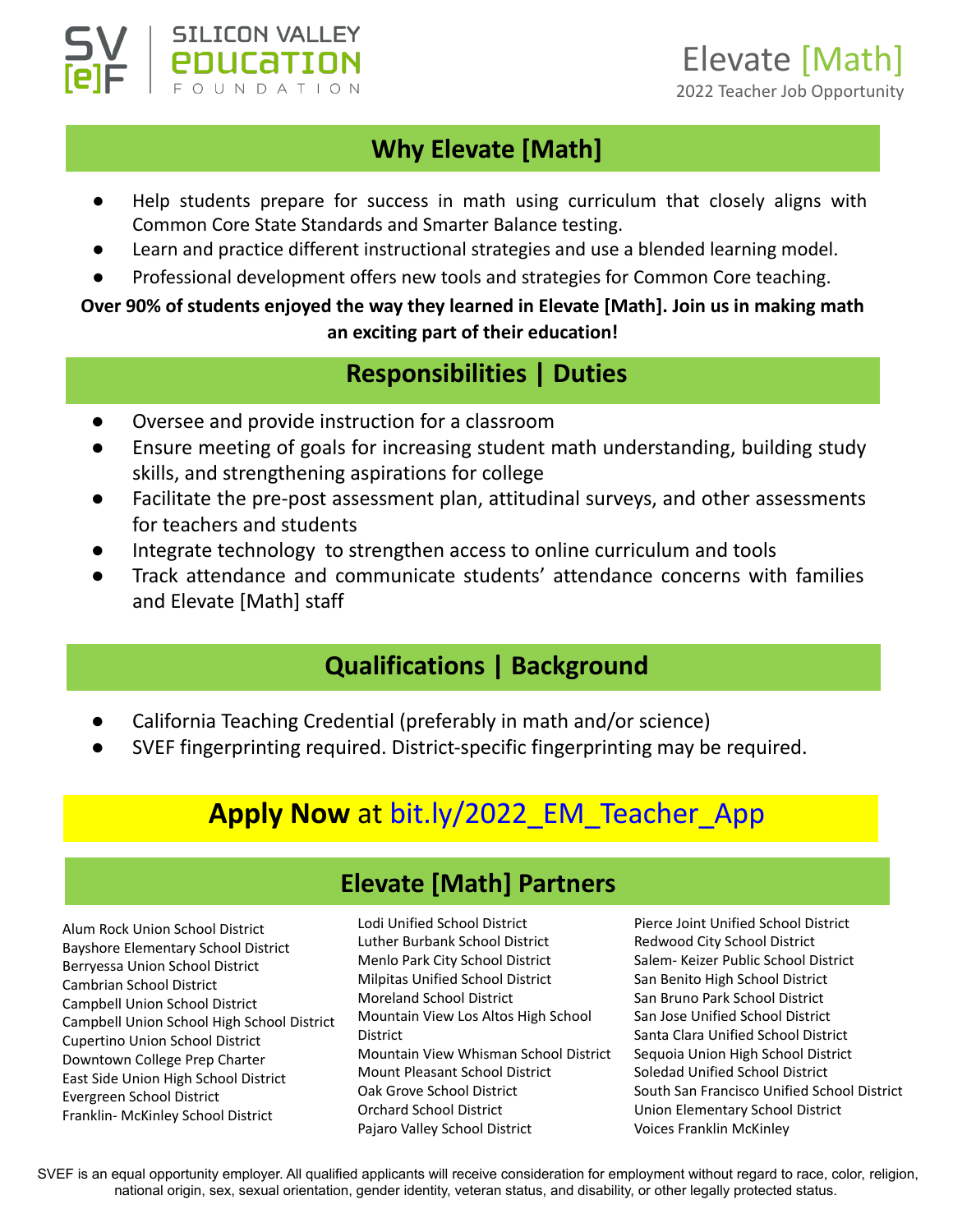SV[e]F | SILICON VALLEY EDUCATION FOUNDATION

# Elevate [Math]

2022 Teacher Job Opportunity

## Why Elevate [Math]

- Help students prepare for success in math using curriculum that closely aligns with Common Core State Standards and Smarter Balance testing.
- Learn and practice different instructional strategies and use a blended learning model.
- Professional development offers new tools and strategies for Common Core teaching.

**Over 90% of students enjoyed the way they learned in Elevate [Math]. Join us in making math an exciting part of their education!**

## Responsibilities | Duties

- Oversee and provide instruction for a classroom
- Ensure meeting of goals for increasing student math understanding, building study skills, and strengthening aspirations for college
- Facilitate the pre-post assessment plan, attitudinal surveys, and other assessments for teachers and students
- Integrate technology to strengthen access to online curriculum and tools
- Track attendance and communicate students' attendance concerns with families and Elevate [Math] staff

## Qualifications | Background

- California Teaching Credential (preferably in math and/or science)
- SVEF fingerprinting required. District-specific fingerprinting may be required.

## **Apply Now** at bit.ly/2022_EM_Teacher_App

## Elevate [Math] Partners

Alum Rock Union School District
Bayshore Elementary School District
Berryessa Union School District
Cambrian School District
Campbell Union School District
Campbell Union School High School District
Cupertino Union School District
Downtown College Prep Charter
East Side Union High School District
Evergreen School District
Franklin- McKinley School District
Lodi Unified School District
Luther Burbank School District
Menlo Park City School District
Milpitas Unified School District
Moreland School District
Mountain View Los Altos High School District
Mountain View Whisman School District
Mount Pleasant School District
Oak Grove School District
Orchard School District
Pajaro Valley School District
Pierce Joint Unified School District
Redwood City School District
Salem- Keizer Public School District
San Benito High School District
San Bruno Park School District
San Jose Unified School District
Santa Clara Unified School District
Sequoia Union High School District
Soledad Unified School District
South San Francisco Unified School District
Union Elementary School District
Voices Franklin McKinley

SVEF is an equal opportunity employer. All qualified applicants will receive consideration for employment without regard to race, color, religion, national origin, sex, sexual orientation, gender identity, veteran status, and disability, or other legally protected status.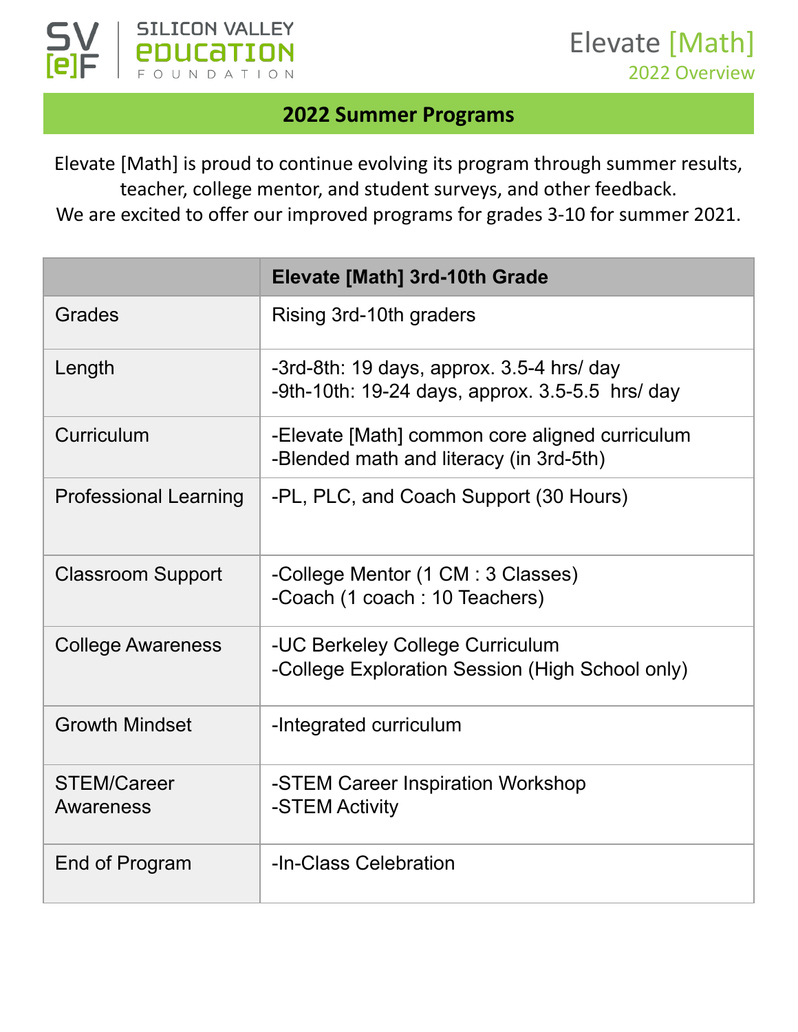## 2022 Summer Programs

Elevate [Math] is proud to continue evolving its program through summer results, teacher, college mentor, and student surveys, and other feedback.
We are excited to offer our improved programs for grades 3-10 for summer 2021.

| | Elevate [Math] 3rd-10th Grade |
|---|---|
| Grades | Rising 3rd-10th graders |
| Length | -3rd-8th: 19 days, approx. 3.5-4 hrs/ day<br>-9th-10th: 19-24 days, approx. 3.5-5.5 hrs/ day |
| Curriculum | -Elevate [Math] common core aligned curriculum<br>-Blended math and literacy (in 3rd-5th) |
| Professional Learning | -PL, PLC, and Coach Support (30 Hours) |
| Classroom Support | -College Mentor (1 CM : 3 Classes)<br>-Coach (1 coach : 10 Teachers) |
| College Awareness | -UC Berkeley College Curriculum<br>-College Exploration Session (High School only) |
| Growth Mindset | -Integrated curriculum |
| STEM/Career Awareness | -STEM Career Inspiration Workshop<br>-STEM Activity |
| End of Program | -In-Class Celebration |